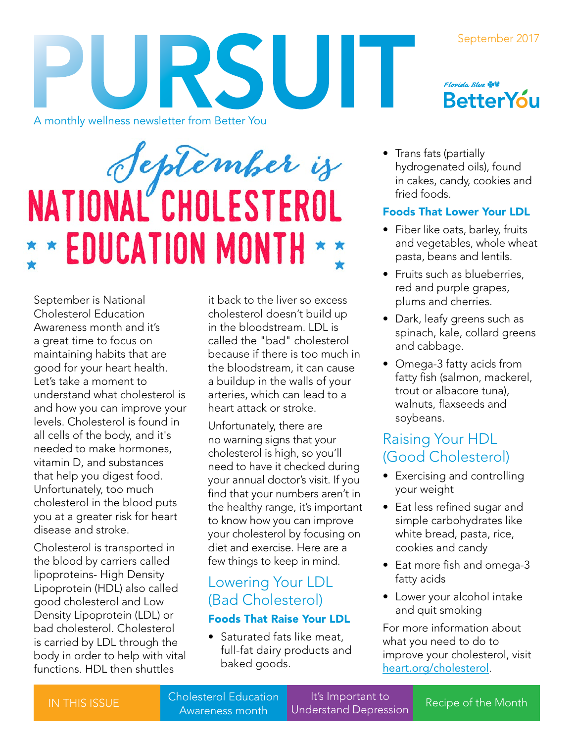# PURSUIT

A monthly wellness newsletter from Better You

September 2017

Florida Blue BetterYou

## September is NATIONAL CHOLESTEROL EDUCATION MONTH

September is National Cholesterol Education Awareness month and it's a great time to focus on maintaining habits that are good for your heart health. Let's take a moment to understand what cholesterol is and how you can improve your levels. Cholesterol is found in all cells of the body, and it's needed to make hormones, vitamin D, and substances that help you digest food. Unfortunately, too much cholesterol in the blood puts you at a greater risk for heart disease and stroke.

Cholesterol is transported in the blood by carriers called lipoproteins- High Density Lipoprotein (HDL) also called good cholesterol and Low Density Lipoprotein (LDL) or bad cholesterol. Cholesterol is carried by LDL through the body in order to help with vital functions. HDL then shuttles it back to the liver so excess cholesterol doesn't build up in the bloodstream. LDL is called the "bad" cholesterol because if there is too much in the bloodstream, it can cause a buildup in the walls of your arteries, which can lead to a heart attack or stroke.

Unfortunately, there are no warning signs that your cholesterol is high, so you'll need to have it checked during your annual doctor's visit. If you find that your numbers aren't in the healthy range, it's important to know how you can improve your cholesterol by focusing on diet and exercise. Here are a few things to keep in mind.

### Lowering Your LDL (Bad Cholesterol)

**Foods That Raise Your LDL**

- Saturated fats like meat, full-fat dairy products and baked goods.
- Trans fats (partially hydrogenated oils), found in cakes, candy, cookies and fried foods.

**Foods That Lower Your LDL**

- Fiber like oats, barley, fruits and vegetables, whole wheat pasta, beans and lentils.
- Fruits such as blueberries, red and purple grapes, plums and cherries.
- Dark, leafy greens such as spinach, kale, collard greens and cabbage.
- Omega-3 fatty acids from fatty fish (salmon, mackerel, trout or albacore tuna), walnuts, flaxseeds and soybeans.

### Raising Your HDL (Good Cholesterol)

- Exercising and controlling your weight
- Eat less refined sugar and simple carbohydrates like white bread, pasta, rice, cookies and candy
- Eat more fish and omega-3 fatty acids
- Lower your alcohol intake and quit smoking

For more information about what you need to do to improve your cholesterol, visit heart.org/cholesterol.

| IN THIS ISSUE | Cholesterol Education Awareness month | It's Important to Understand Depression | Recipe of the Month |
| --- | --- | --- | --- |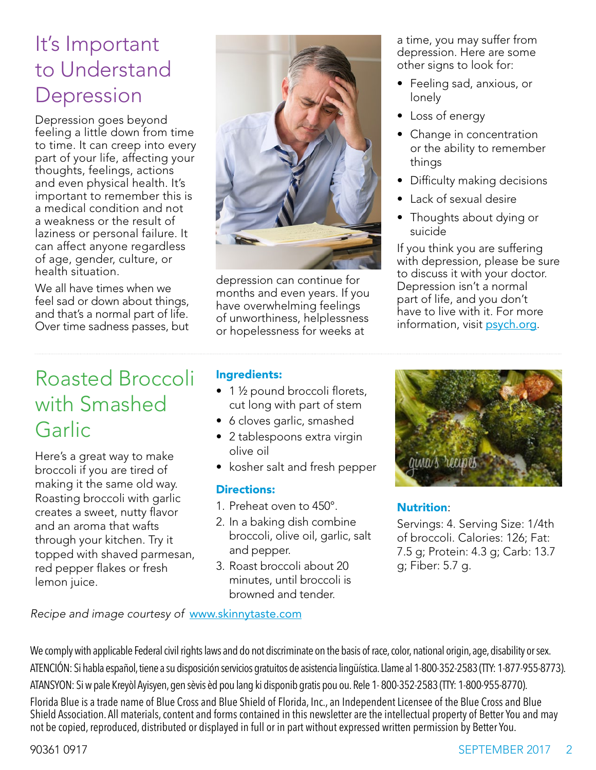# It's Important to Understand Depression

Depression goes beyond feeling a little down from time to time. It can creep into every part of your life, affecting your thoughts, feelings, actions and even physical health. It's important to remember this is a medical condition and not a weakness or the result of laziness or personal failure. It can affect anyone regardless of age, gender, culture, or health situation.

We all have times when we feel sad or down about things, and that's a normal part of life. Over time sadness passes, but depression can continue for months and even years. If you have overwhelming feelings of unworthiness, helplessness or hopelessness for weeks at a time, you may suffer from depression. Here are some other signs to look for:

- Feeling sad, anxious, or lonely
- Loss of energy
- Change in concentration or the ability to remember things
- Difficulty making decisions
- Lack of sexual desire
- Thoughts about dying or suicide

If you think you are suffering with depression, please be sure to discuss it with your doctor. Depression isn't a normal part of life, and you don't have to live with it. For more information, visit psych.org.

# Roasted Broccoli with Smashed Garlic

Here's a great way to make broccoli if you are tired of making it the same old way. Roasting broccoli with garlic creates a sweet, nutty flavor and an aroma that wafts through your kitchen. Try it topped with shaved parmesan, red pepper flakes or fresh lemon juice.

**Ingredients:**

- 1 ½ pound broccoli florets, cut long with part of stem
- 6 cloves garlic, smashed
- 2 tablespoons extra virgin olive oil
- kosher salt and fresh pepper

**Directions:**

1. Preheat oven to 450°.
2. In a baking dish combine broccoli, olive oil, garlic, salt and pepper.
3. Roast broccoli about 20 minutes, until broccoli is browned and tender.

**Nutrition**:

Servings: 4. Serving Size: 1/4th of broccoli. Calories: 126; Fat: 7.5 g; Protein: 4.3 g; Carb: 13.7 g; Fiber: 5.7 g.

*Recipe and image courtesy of* www.skinnytaste.com

We comply with applicable Federal civil rights laws and do not discriminate on the basis of race, color, national origin, age, disability or sex.

ATENCIÓN: Si habla español, tiene a su disposición servicios gratuitos de asistencia lingüística. Llame al 1-800-352-2583 (TTY: 1-877-955-8773).

ATANSYON: Si w pale Kreyòl Ayisyen, gen sèvis èd pou lang ki disponib gratis pou ou. Rele 1- 800-352-2583 (TTY: 1-800-955-8770).

Florida Blue is a trade name of Blue Cross and Blue Shield of Florida, Inc., an Independent Licensee of the Blue Cross and Blue Shield Association. All materials, content and forms contained in this newsletter are the intellectual property of Better You and may not be copied, reproduced, distributed or displayed in full or in part without expressed written permission by Better You.

90361 0917